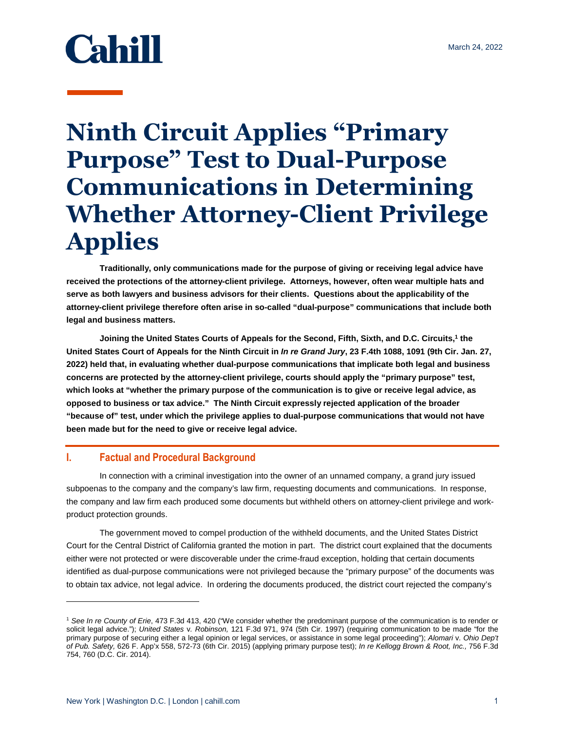Cahill

March 24, 2022

# Ninth Circuit Applies "Primary Purpose" Test to Dual-Purpose Communications in Determining Whether Attorney-Client Privilege Applies

**Traditionally, only communications made for the purpose of giving or receiving legal advice have received the protections of the attorney-client privilege. Attorneys, however, often wear multiple hats and serve as both lawyers and business advisors for their clients. Questions about the applicability of the attorney-client privilege therefore often arise in so-called "dual-purpose" communications that include both legal and business matters.**

**Joining the United States Courts of Appeals for the Second, Fifth, Sixth, and D.C. Circuits,[1] the United States Court of Appeals for the Ninth Circuit in *In re Grand Jury*, 23 F.4th 1088, 1091 (9th Cir. Jan. 27, 2022) held that, in evaluating whether dual-purpose communications that implicate both legal and business concerns are protected by the attorney-client privilege, courts should apply the "primary purpose" test, which looks at "whether the primary purpose of the communication is to give or receive legal advice, as opposed to business or tax advice." The Ninth Circuit expressly rejected application of the broader "because of" test, under which the privilege applies to dual-purpose communications that would not have been made but for the need to give or receive legal advice.**

## I. Factual and Procedural Background

In connection with a criminal investigation into the owner of an unnamed company, a grand jury issued subpoenas to the company and the company's law firm, requesting documents and communications. In response, the company and law firm each produced some documents but withheld others on attorney-client privilege and work-product protection grounds.

The government moved to compel production of the withheld documents, and the United States District Court for the Central District of California granted the motion in part. The district court explained that the documents either were not protected or were discoverable under the crime-fraud exception, holding that certain documents identified as dual-purpose communications were not privileged because the "primary purpose" of the documents was to obtain tax advice, not legal advice. In ordering the documents produced, the district court rejected the company's

---

[1] *See In re County of Erie*, 473 F.3d 413, 420 ("We consider whether the predominant purpose of the communication is to render or solicit legal advice."); *United States* v. *Robinson,* 121 F.3d 971, 974 (5th Cir. 1997) (requiring communication to be made "for the primary purpose of securing either a legal opinion or legal services, or assistance in some legal proceeding"); *Alomari* v. *Ohio Dep't of Pub. Safety,* 626 F. App'x 558, 572-73 (6th Cir. 2015) (applying primary purpose test); *In re Kellogg Brown & Root, Inc.,* 756 F.3d 754, 760 (D.C. Cir. 2014).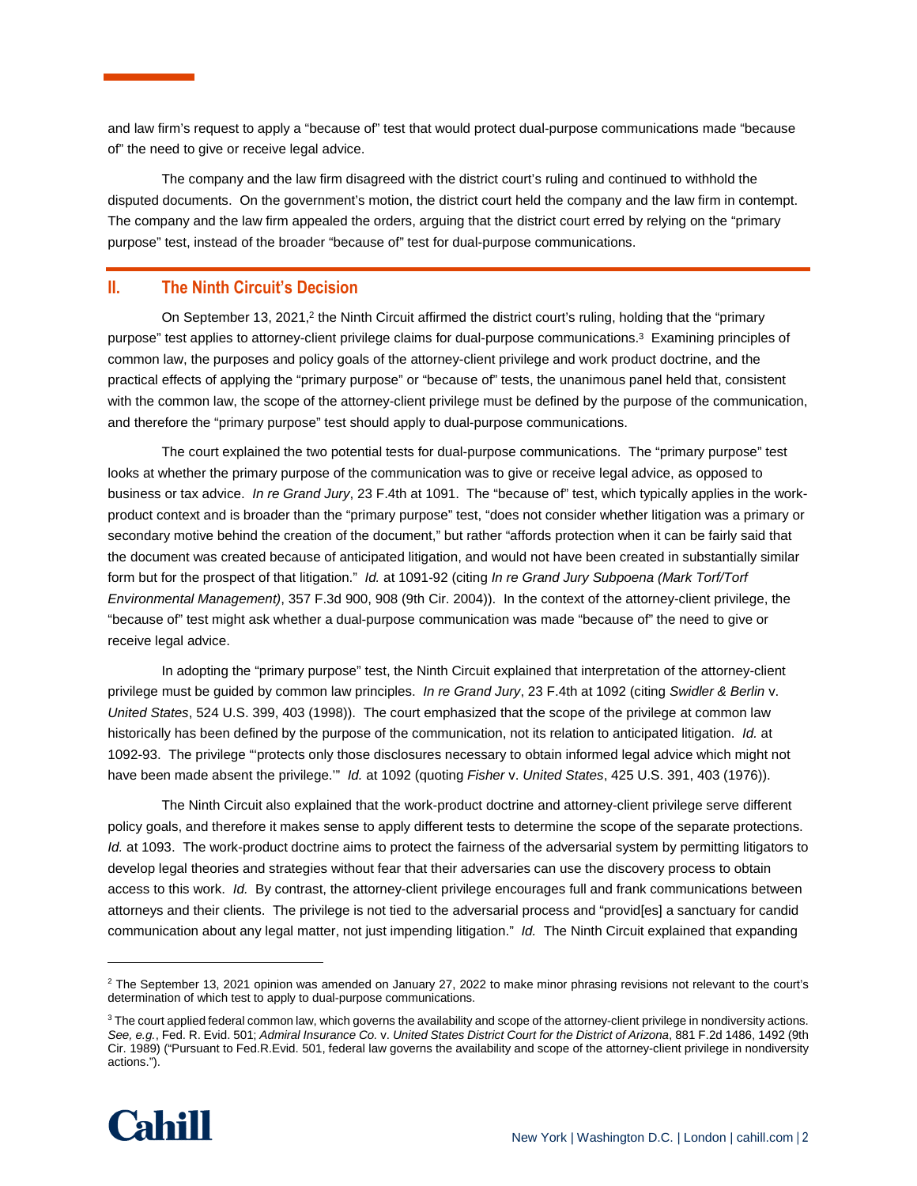and law firm's request to apply a "because of" test that would protect dual-purpose communications made "because of" the need to give or receive legal advice.

The company and the law firm disagreed with the district court's ruling and continued to withhold the disputed documents. On the government's motion, the district court held the company and the law firm in contempt. The company and the law firm appealed the orders, arguing that the district court erred by relying on the "primary purpose" test, instead of the broader "because of" test for dual-purpose communications.

## II. The Ninth Circuit's Decision

On September 13, 2021,[2] the Ninth Circuit affirmed the district court's ruling, holding that the "primary purpose" test applies to attorney-client privilege claims for dual-purpose communications.[3] Examining principles of common law, the purposes and policy goals of the attorney-client privilege and work product doctrine, and the practical effects of applying the "primary purpose" or "because of" tests, the unanimous panel held that, consistent with the common law, the scope of the attorney-client privilege must be defined by the purpose of the communication, and therefore the "primary purpose" test should apply to dual-purpose communications.

The court explained the two potential tests for dual-purpose communications. The "primary purpose" test looks at whether the primary purpose of the communication was to give or receive legal advice, as opposed to business or tax advice. *In re Grand Jury*, 23 F.4th at 1091. The "because of" test, which typically applies in the work-product context and is broader than the "primary purpose" test, "does not consider whether litigation was a primary or secondary motive behind the creation of the document," but rather "affords protection when it can be fairly said that the document was created because of anticipated litigation, and would not have been created in substantially similar form but for the prospect of that litigation." *Id.* at 1091-92 (citing *In re Grand Jury Subpoena (Mark Torf/Torf Environmental Management)*, 357 F.3d 900, 908 (9th Cir. 2004)). In the context of the attorney-client privilege, the "because of" test might ask whether a dual-purpose communication was made "because of" the need to give or receive legal advice.

In adopting the "primary purpose" test, the Ninth Circuit explained that interpretation of the attorney-client privilege must be guided by common law principles. *In re Grand Jury*, 23 F.4th at 1092 (citing *Swidler & Berlin* v. *United States*, 524 U.S. 399, 403 (1998)). The court emphasized that the scope of the privilege at common law historically has been defined by the purpose of the communication, not its relation to anticipated litigation. *Id.* at 1092-93. The privilege "'protects only those disclosures necessary to obtain informed legal advice which might not have been made absent the privilege.'" *Id.* at 1092 (quoting *Fisher* v. *United States*, 425 U.S. 391, 403 (1976)).

The Ninth Circuit also explained that the work-product doctrine and attorney-client privilege serve different policy goals, and therefore it makes sense to apply different tests to determine the scope of the separate protections. *Id.* at 1093. The work-product doctrine aims to protect the fairness of the adversarial system by permitting litigators to develop legal theories and strategies without fear that their adversaries can use the discovery process to obtain access to this work. *Id.* By contrast, the attorney-client privilege encourages full and frank communications between attorneys and their clients. The privilege is not tied to the adversarial process and "provid[es] a sanctuary for candid communication about any legal matter, not just impending litigation." *Id.* The Ninth Circuit explained that expanding

---

[2] The September 13, 2021 opinion was amended on January 27, 2022 to make minor phrasing revisions not relevant to the court's determination of which test to apply to dual-purpose communications.

[3] The court applied federal common law, which governs the availability and scope of the attorney-client privilege in nondiversity actions. *See, e.g.*, Fed. R. Evid. 501; *Admiral Insurance Co.* v. *United States District Court for the District of Arizona*, 881 F.2d 1486, 1492 (9th Cir. 1989) ("Pursuant to Fed.R.Evid. 501, federal law governs the availability and scope of the attorney-client privilege in nondiversity actions.").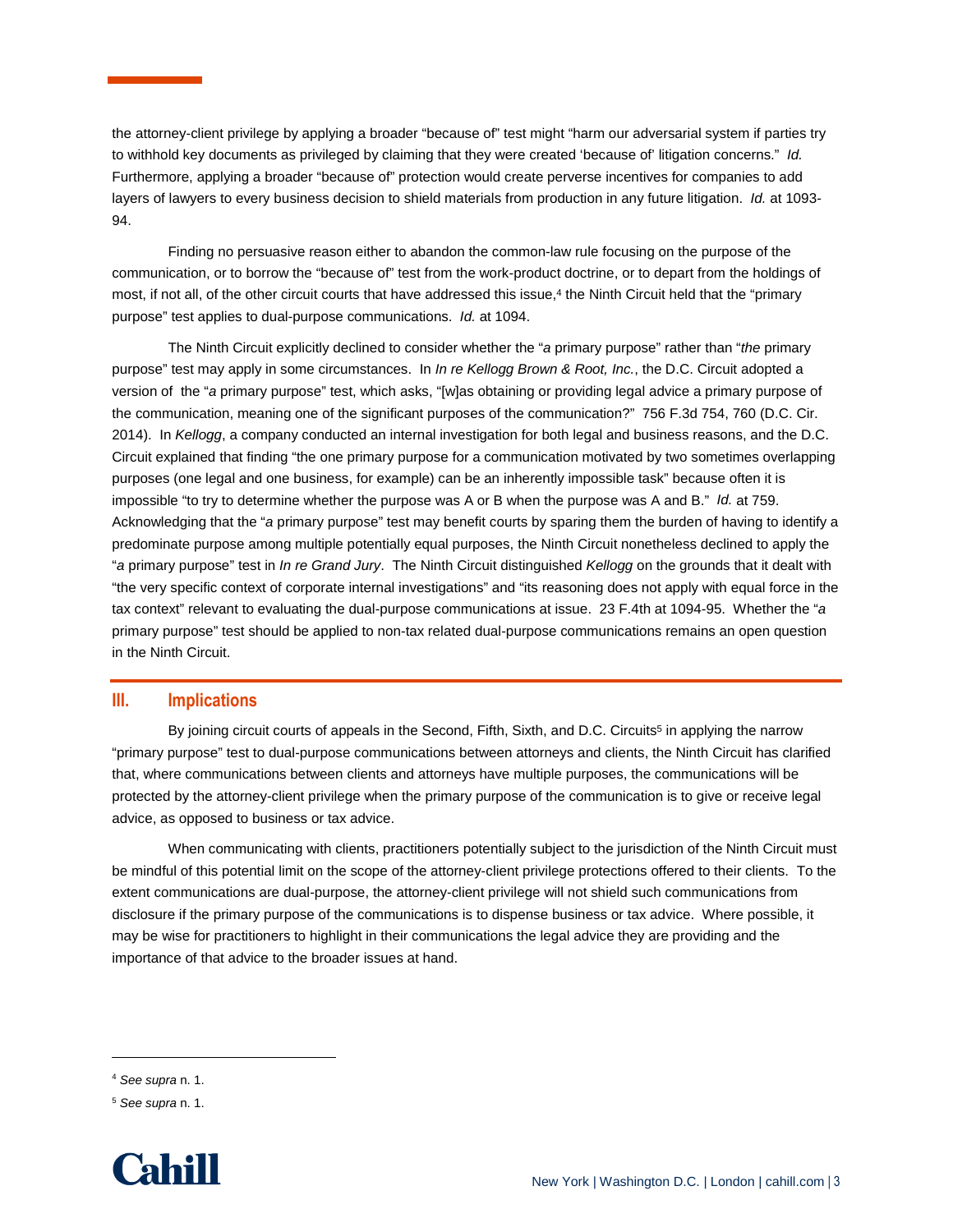the attorney-client privilege by applying a broader "because of" test might "harm our adversarial system if parties try to withhold key documents as privileged by claiming that they were created 'because of' litigation concerns." *Id.* Furthermore, applying a broader "because of" protection would create perverse incentives for companies to add layers of lawyers to every business decision to shield materials from production in any future litigation. *Id.* at 1093-94.

Finding no persuasive reason either to abandon the common-law rule focusing on the purpose of the communication, or to borrow the "because of" test from the work-product doctrine, or to depart from the holdings of most, if not all, of the other circuit courts that have addressed this issue,[4] the Ninth Circuit held that the "primary purpose" test applies to dual-purpose communications. *Id.* at 1094.

The Ninth Circuit explicitly declined to consider whether the "*a* primary purpose" rather than "*the* primary purpose" test may apply in some circumstances. In *In re Kellogg Brown & Root, Inc.*, the D.C. Circuit adopted a version of the "*a* primary purpose" test, which asks, "[w]as obtaining or providing legal advice a primary purpose of the communication, meaning one of the significant purposes of the communication?" 756 F.3d 754, 760 (D.C. Cir. 2014). In *Kellogg*, a company conducted an internal investigation for both legal and business reasons, and the D.C. Circuit explained that finding "the one primary purpose for a communication motivated by two sometimes overlapping purposes (one legal and one business, for example) can be an inherently impossible task" because often it is impossible "to try to determine whether the purpose was A or B when the purpose was A and B." *Id.* at 759. Acknowledging that the "*a* primary purpose" test may benefit courts by sparing them the burden of having to identify a predominate purpose among multiple potentially equal purposes, the Ninth Circuit nonetheless declined to apply the "*a* primary purpose" test in *In re Grand Jury*. The Ninth Circuit distinguished *Kellogg* on the grounds that it dealt with "the very specific context of corporate internal investigations" and "its reasoning does not apply with equal force in the tax context" relevant to evaluating the dual-purpose communications at issue. 23 F.4th at 1094-95. Whether the "*a* primary purpose" test should be applied to non-tax related dual-purpose communications remains an open question in the Ninth Circuit.

## III. Implications

By joining circuit courts of appeals in the Second, Fifth, Sixth, and D.C. Circuits[5] in applying the narrow "primary purpose" test to dual-purpose communications between attorneys and clients, the Ninth Circuit has clarified that, where communications between clients and attorneys have multiple purposes, the communications will be protected by the attorney-client privilege when the primary purpose of the communication is to give or receive legal advice, as opposed to business or tax advice.

When communicating with clients, practitioners potentially subject to the jurisdiction of the Ninth Circuit must be mindful of this potential limit on the scope of the attorney-client privilege protections offered to their clients. To the extent communications are dual-purpose, the attorney-client privilege will not shield such communications from disclosure if the primary purpose of the communications is to dispense business or tax advice. Where possible, it may be wise for practitioners to highlight in their communications the legal advice they are providing and the importance of that advice to the broader issues at hand.

---

[4] *See supra* n. 1.

[5] *See supra* n. 1.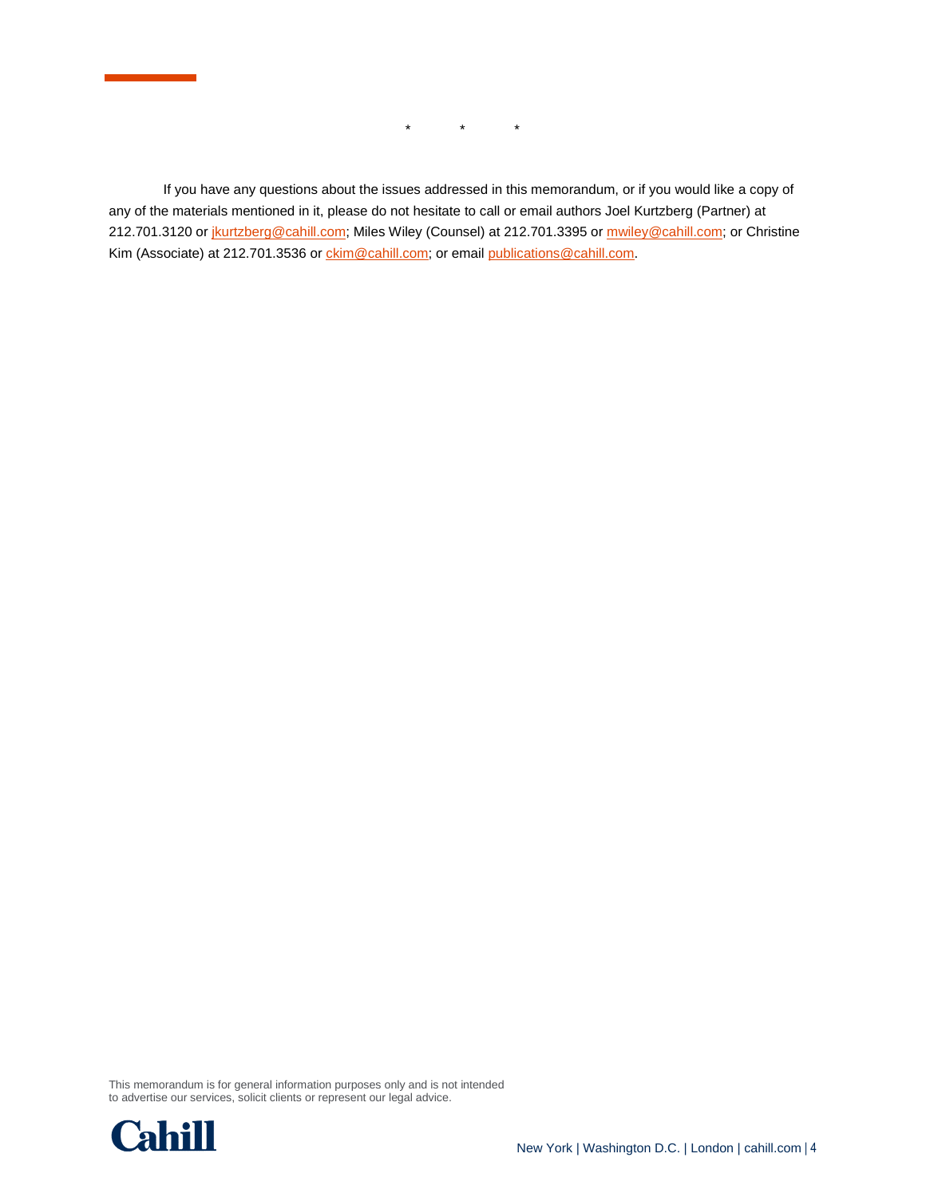\*          \*          \*

If you have any questions about the issues addressed in this memorandum, or if you would like a copy of any of the materials mentioned in it, please do not hesitate to call or email authors Joel Kurtzberg (Partner) at 212.701.3120 or jkurtzberg@cahill.com; Miles Wiley (Counsel) at 212.701.3395 or mwiley@cahill.com; or Christine Kim (Associate) at 212.701.3536 or ckim@cahill.com; or email publications@cahill.com.

This memorandum is for general information purposes only and is not intended to advertise our services, solicit clients or represent our legal advice.